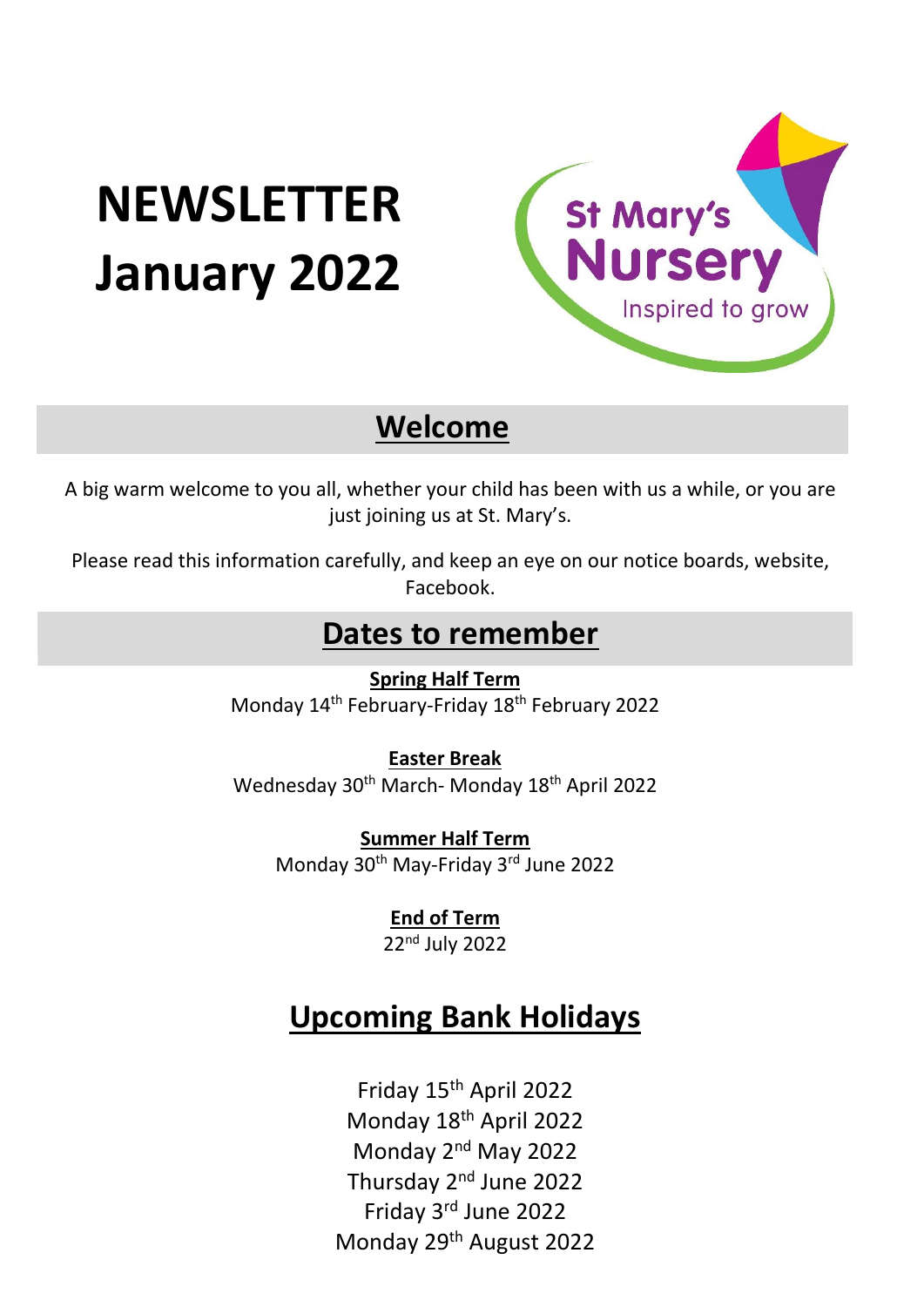# NEWSLETTER January 2022

St Mary's Nursery

Inspired to grow

## Welcome

A big warm welcome to you all, whether your child has been with us a while, or you are just joining us at St. Mary's.

Please read this information carefully, and keep an eye on our notice boards, website, Facebook.

## Dates to remember

**Spring Half Term**
Monday 14th February-Friday 18th February 2022

**Easter Break**
Wednesday 30th March- Monday 18th April 2022

**Summer Half Term**
Monday 30th May-Friday 3rd June 2022

**End of Term**
22nd July 2022

## Upcoming Bank Holidays

Friday 15th April 2022
Monday 18th April 2022
Monday 2nd May 2022
Thursday 2nd June 2022
Friday 3rd June 2022
Monday 29th August 2022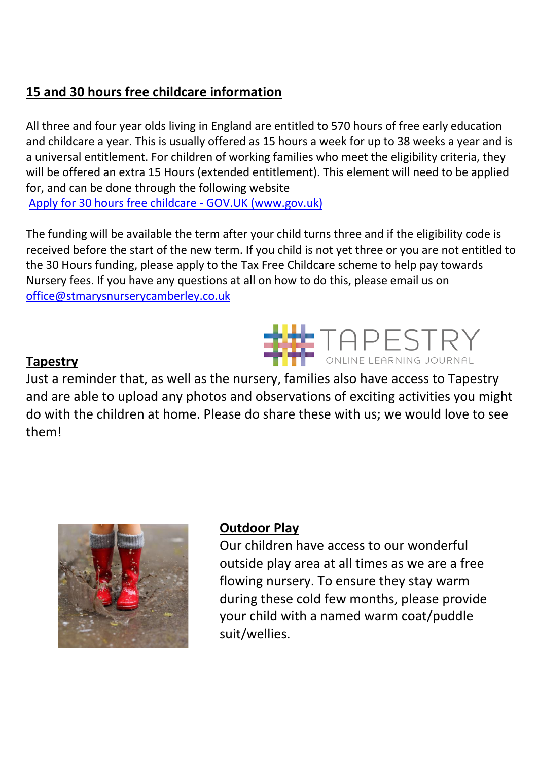## 15 and 30 hours free childcare information

All three and four year olds living in England are entitled to 570 hours of free early education and childcare a year. This is usually offered as 15 hours a week for up to 38 weeks a year and is a universal entitlement. For children of working families who meet the eligibility criteria, they will be offered an extra 15 Hours (extended entitlement). This element will need to be applied for, and can be done through the following website
[Apply for 30 hours free childcare - GOV.UK (www.gov.uk)](www.gov.uk)

The funding will be available the term after your child turns three and if the eligibility code is received before the start of the new term. If you child is not yet three or you are not entitled to the 30 Hours funding, please apply to the Tax Free Childcare scheme to help pay towards Nursery fees. If you have any questions at all on how to do this, please email us on office@stmarysnurserycamberley.co.uk

## Tapestry

Just a reminder that, as well as the nursery, families also have access to Tapestry and are able to upload any photos and observations of exciting activities you might do with the children at home. Please do share these with us; we would love to see them!

## Outdoor Play

Our children have access to our wonderful outside play area at all times as we are a free flowing nursery. To ensure they stay warm during these cold few months, please provide your child with a named warm coat/puddle suit/wellies.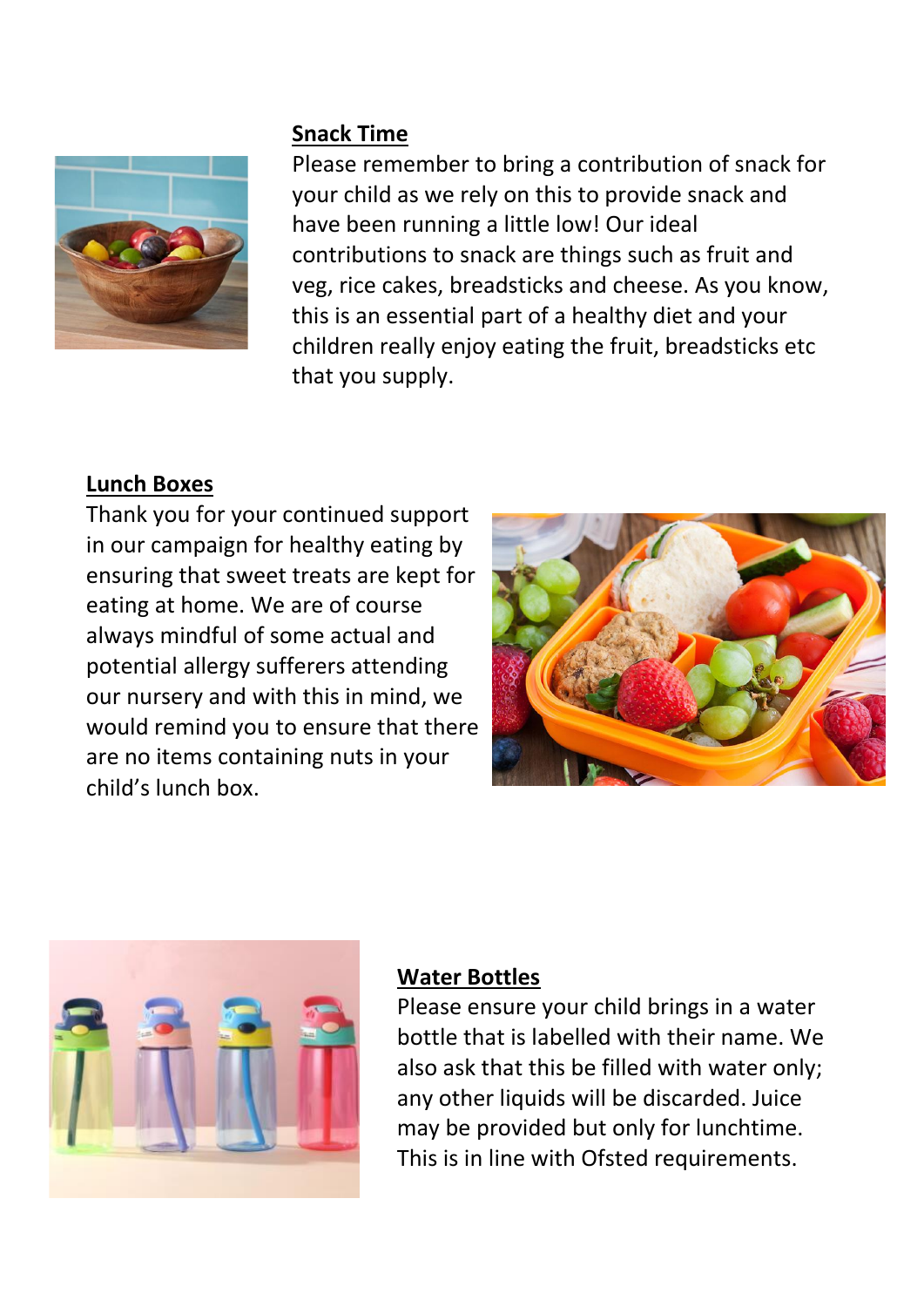## Snack Time

Please remember to bring a contribution of snack for your child as we rely on this to provide snack and have been running a little low! Our ideal contributions to snack are things such as fruit and veg, rice cakes, breadsticks and cheese. As you know, this is an essential part of a healthy diet and your children really enjoy eating the fruit, breadsticks etc that you supply.

## Lunch Boxes

Thank you for your continued support in our campaign for healthy eating by ensuring that sweet treats are kept for eating at home. We are of course always mindful of some actual and potential allergy sufferers attending our nursery and with this in mind, we would remind you to ensure that there are no items containing nuts in your child's lunch box.

## Water Bottles

Please ensure your child brings in a water bottle that is labelled with their name. We also ask that this be filled with water only; any other liquids will be discarded. Juice may be provided but only for lunchtime. This is in line with Ofsted requirements.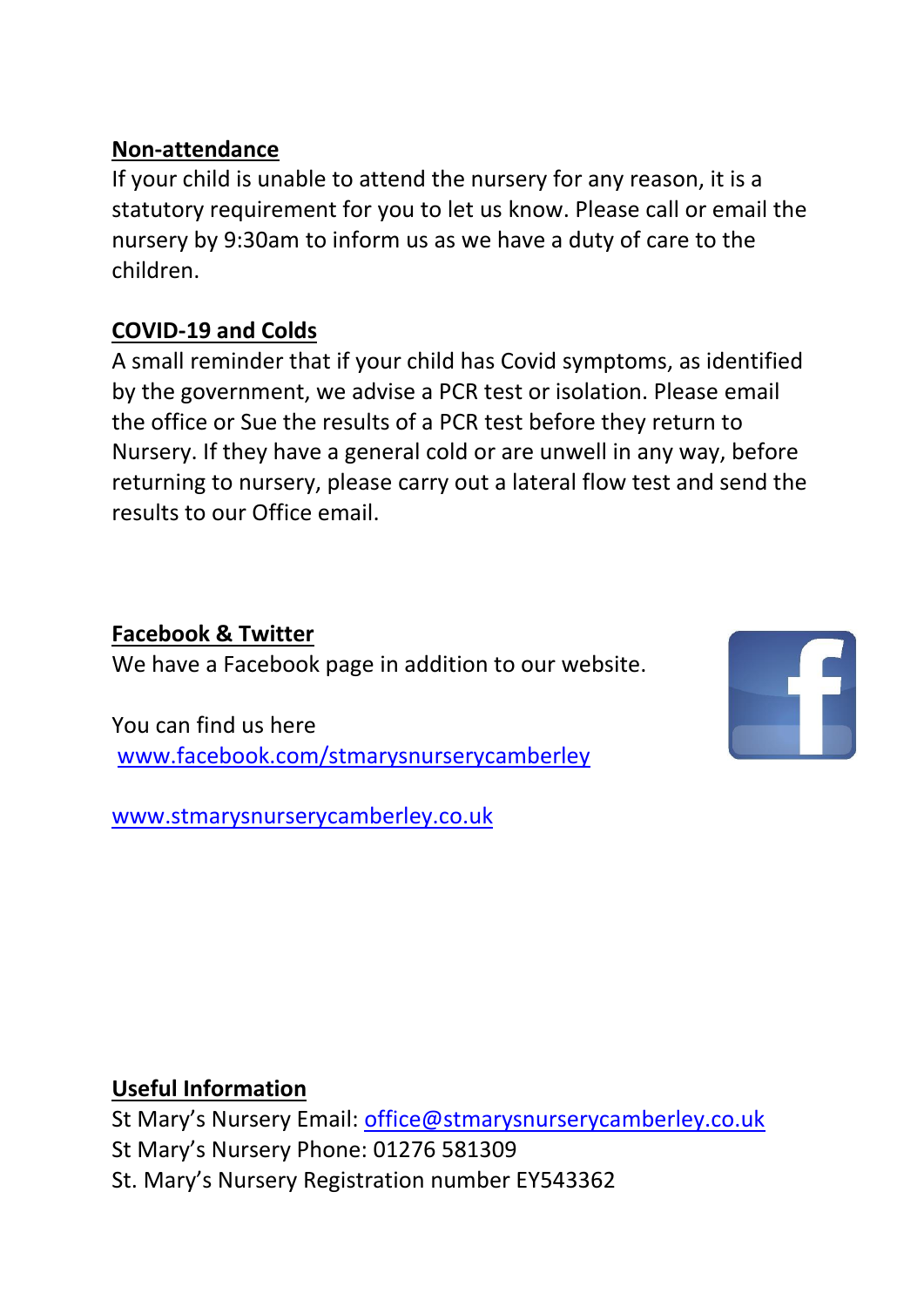**Non-attendance**

If your child is unable to attend the nursery for any reason, it is a statutory requirement for you to let us know. Please call or email the nursery by 9:30am to inform us as we have a duty of care to the children.

**COVID-19 and Colds**

A small reminder that if your child has Covid symptoms, as identified by the government, we advise a PCR test or isolation. Please email the office or Sue the results of a PCR test before they return to Nursery. If they have a general cold or are unwell in any way, before returning to nursery, please carry out a lateral flow test and send the results to our Office email.

**Facebook & Twitter**

We have a Facebook page in addition to our website.

You can find us here
www.facebook.com/stmarysnurserycamberley

www.stmarysnurserycamberley.co.uk

**Useful Information**

St Mary's Nursery Email: office@stmarysnurserycamberley.co.uk
St Mary's Nursery Phone: 01276 581309
St. Mary's Nursery Registration number EY543362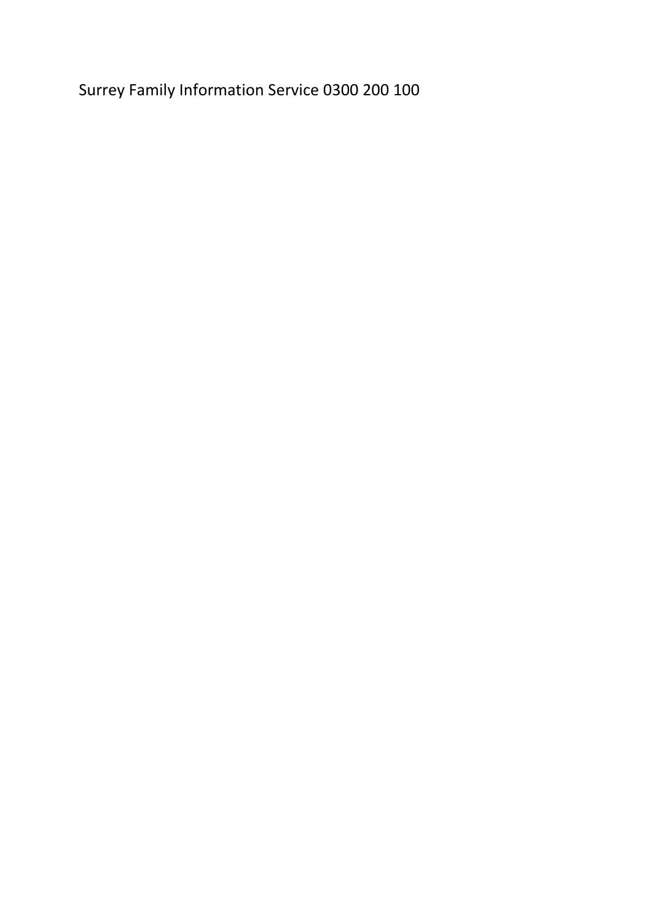Surrey Family Information Service 0300 200 100